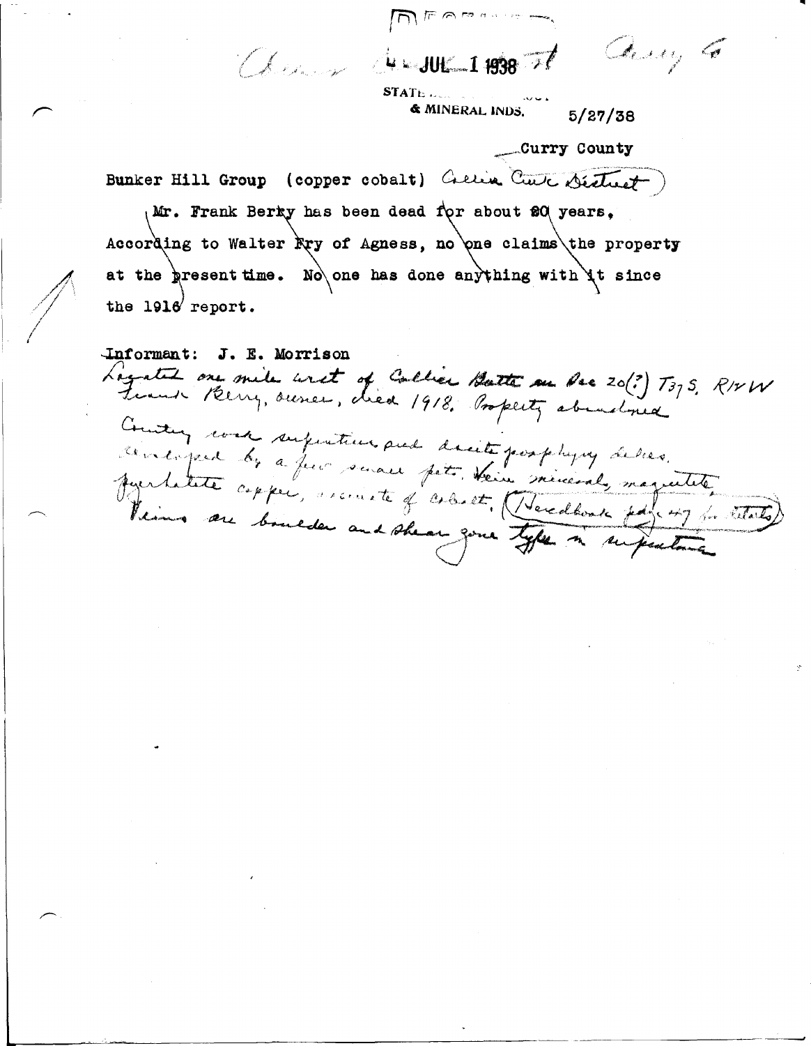JUL 1 1938

STATE ...

& MINERAL INDS.

5/27/38

Curry County

Bunker Hill Group (copper cobalt) Collier Creek District

Mr. Frank Berky has been dead for about 20 years, According to Walter Fry of Agness, no one claims the property at the present time. No one has done anything with it since the 1916 report.

Informant: J. E. Morrison

Located one mile west of Collier Butte in Sec 20(?) T37S, R14W
Frank Berry, owner, died 1918. Property abandoned
Country rock serpentine and dacite porphyry dikes.
Developed by a few small pits. Vein minerals, magnetite, pyrrhotite, copper, arsenate of cobalt. (Handbook page 117 for details)
Veins are boulder and shear zone types in serpentine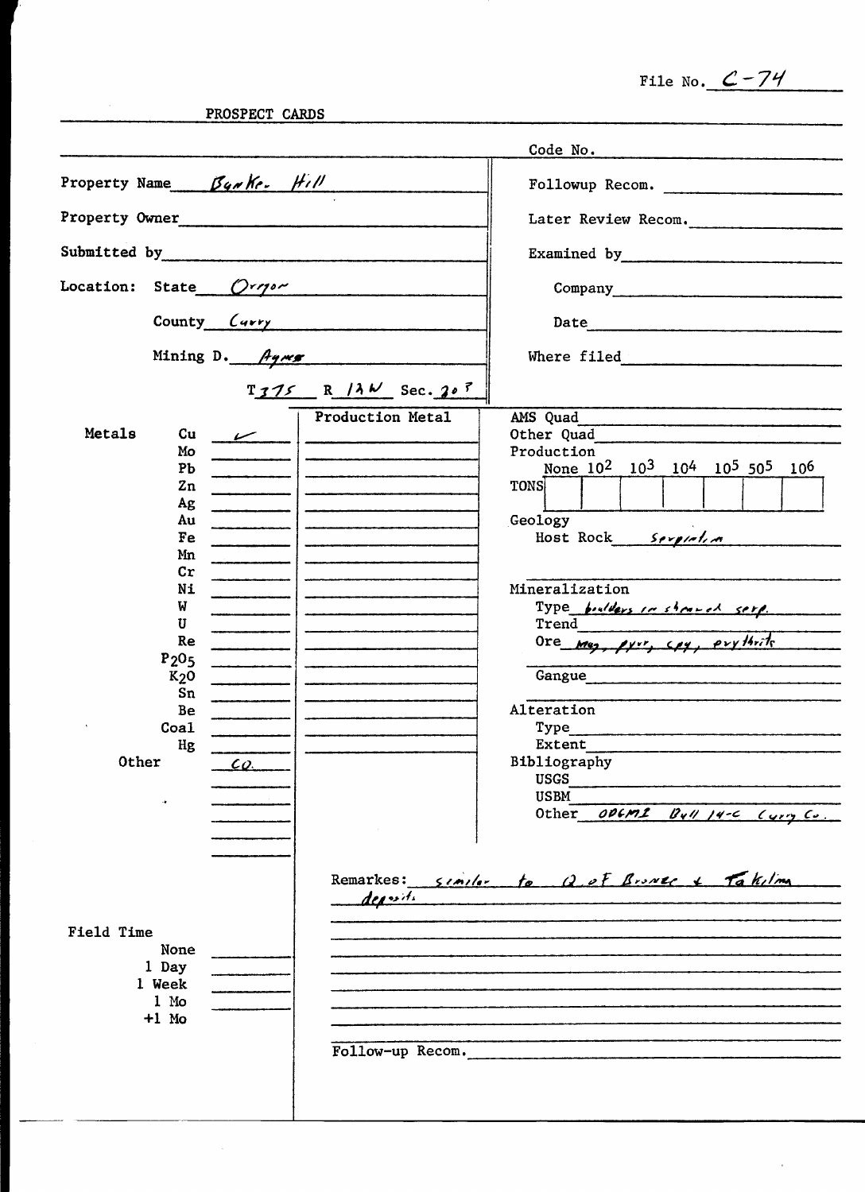File No. C-74

PROSPECT CARDS

| | |
|---|---|
| | Code No. |
| Property Name Bunker Hill | Followup Recom. |
| Property Owner | Later Review Recom. |
| Submitted by | Examined by |
| Location: State Oregon | Company |
| County Curry | Date |
| Mining D. Agness | Where filed |
| T 37S R 12W Sec. 20 ? | |

| Metals | | Production Metal |
|---|---|---|
| Cu | ✓ | |
| Mo | | |
| Pb | | |
| Zn | | |
| Ag | | |
| Au | | |
| Fe | | |
| Mn | | |
| Cr | | |
| Ni | | |
| W | | |
| U | | |
| Re | | |
| $P_2O_5$ | | |
| $K_2O$ | | |
| Sn | | |
| Be | | |
| Coal | | |
| Hg | | |
| Other | Co. | |

AMS Quad

Other Quad

Production

| None | $10^2$ | $10^3$ | $10^4$ | $10^5$ | $505$ | $10^6$ |
|---|---|---|---|---|---|---|
| TONS | | | | | | |

Geology

Host Rock serpentine

Mineralization

Type boulders in sheared serp.

Trend

Ore mag, pyrr, cpy, erythrite

Gangue

Alteration

Type

Extent

Bibliography

USGS

USBM

Other ODGMI Bull 14-C Curry Co.

Remarkes: similar to Q. of Bronze & Takilma deposits

Field Time

None

1 Day

1 Week

1 Mo

+1 Mo

Follow-up Recom.